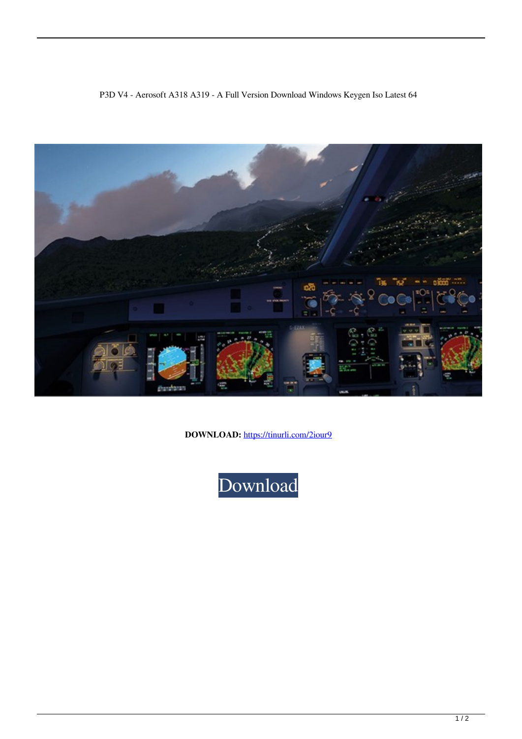P3D V4 - Aerosoft A318 A319 - A Full Version Download Windows Keygen Iso Latest 64

**DOWNLOAD:** https://tinurli.com/2iour9

Download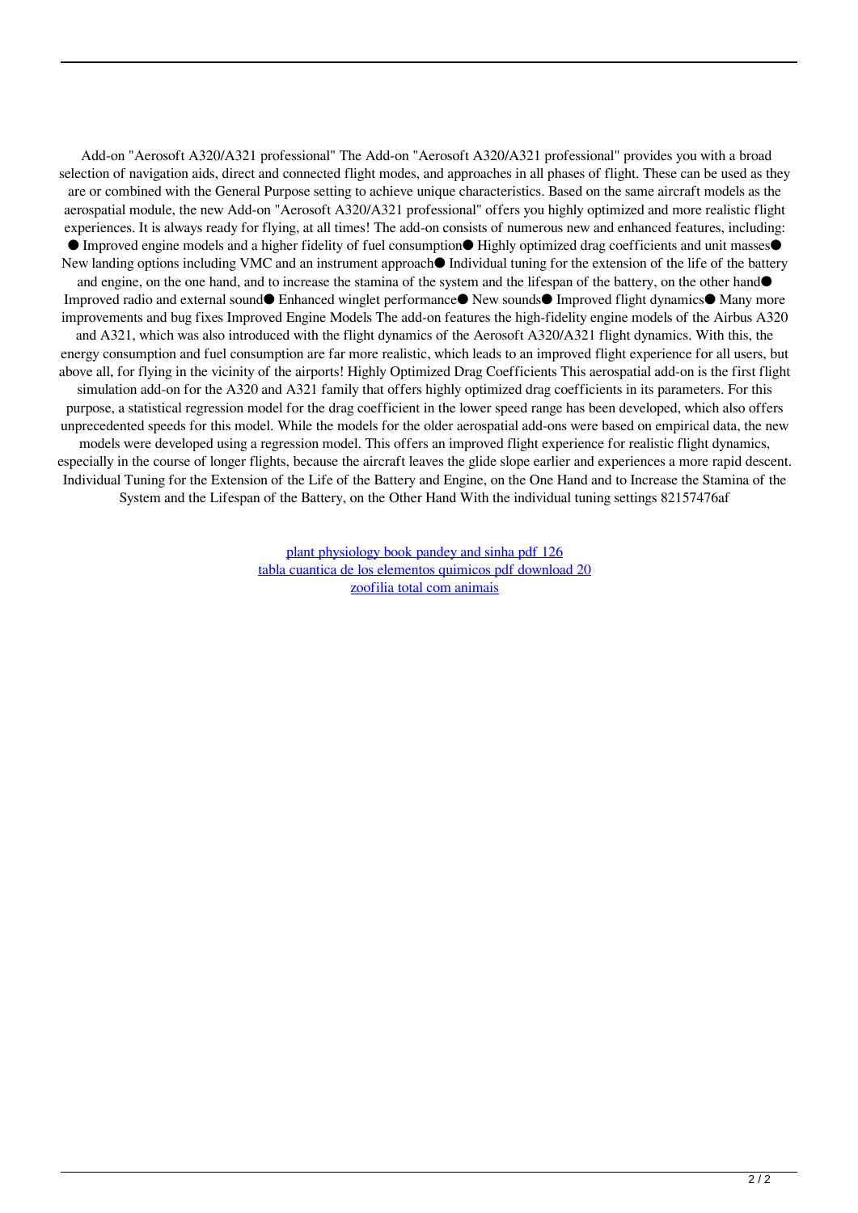Add-on "Aerosoft A320/A321 professional" The Add-on "Aerosoft A320/A321 professional" provides you with a broad selection of navigation aids, direct and connected flight modes, and approaches in all phases of flight. These can be used as they are or combined with the General Purpose setting to achieve unique characteristics. Based on the same aircraft models as the aerospatial module, the new Add-on "Aerosoft A320/A321 professional" offers you highly optimized and more realistic flight experiences. It is always ready for flying, at all times! The add-on consists of numerous new and enhanced features, including:

- Improved engine models and a higher fidelity of fuel consumption
- Highly optimized drag coefficients and unit masses
- New landing options including VMC and an instrument approach
- Individual tuning for the extension of the life of the battery and engine, on the one hand, and to increase the stamina of the system and the lifespan of the battery, on the other hand
- Improved radio and external sound
- Enhanced winglet performance
- New sounds
- Improved flight dynamics
- Many more improvements and bug fixes

Improved Engine Models The add-on features the high-fidelity engine models of the Airbus A320 and A321, which was also introduced with the flight dynamics of the Aerosoft A320/A321 flight dynamics. With this, the energy consumption and fuel consumption are far more realistic, which leads to an improved flight experience for all users, but above all, for flying in the vicinity of the airports! Highly Optimized Drag Coefficients This aerospatial add-on is the first flight simulation add-on for the A320 and A321 family that offers highly optimized drag coefficients in its parameters. For this purpose, a statistical regression model for the drag coefficient in the lower speed range has been developed, which also offers unprecedented speeds for this model. While the models for the older aerospatial add-ons were based on empirical data, the new models were developed using a regression model. This offers an improved flight experience for realistic flight dynamics, especially in the course of longer flights, because the aircraft leaves the glide slope earlier and experiences a more rapid descent. Individual Tuning for the Extension of the Life of the Battery and Engine, on the One Hand and to Increase the Stamina of the System and the Lifespan of the Battery, on the Other Hand With the individual tuning settings 82157476af

plant physiology book pandey and sinha pdf 126
tabla cuantica de los elementos quimicos pdf download 20
zoofilia total com animais